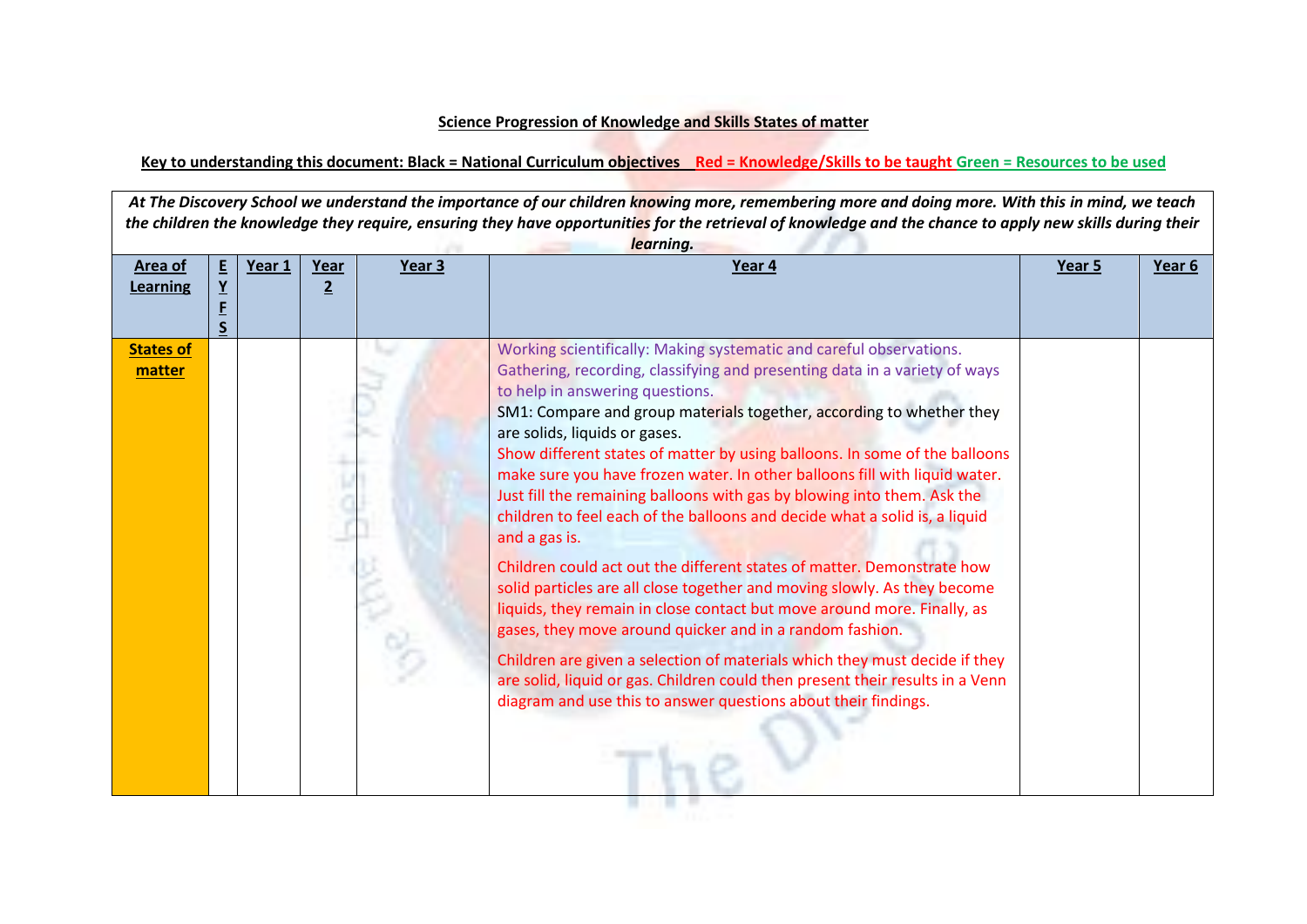**Science Progression of Knowledge and Skills States of matter**

**Key to understanding this document: Black = National Curriculum objectives Red = Knowledge/Skills to be taught Green = Resources to be used**

*At The Discovery School we understand the importance of our children knowing more, remembering more and doing more. With this in mind, we teach the children the knowledge they require, ensuring they have opportunities for the retrieval of knowledge and the chance to apply new skills during their learning.*

| Area of Learning | EYFS | Year 1 | Year 2 | Year 3 | Year 4 | Year 5 | Year 6 |
|---|---|---|---|---|---|---|---|
| **States of matter** | | | | | Working scientifically: Making systematic and careful observations. Gathering, recording, classifying and presenting data in a variety of ways to help in answering questions.<br>SM1: Compare and group materials together, according to whether they are solids, liquids or gases.<br>Show different states of matter by using balloons. In some of the balloons make sure you have frozen water. In other balloons fill with liquid water. Just fill the remaining balloons with gas by blowing into them. Ask the children to feel each of the balloons and decide what a solid is, a liquid and a gas is.<br><br>Children could act out the different states of matter. Demonstrate how solid particles are all close together and moving slowly. As they become liquids, they remain in close contact but move around more. Finally, as gases, they move around quicker and in a random fashion.<br><br>Children are given a selection of materials which they must decide if they are solid, liquid or gas. Children could then present their results in a Venn diagram and use this to answer questions about their findings. | | |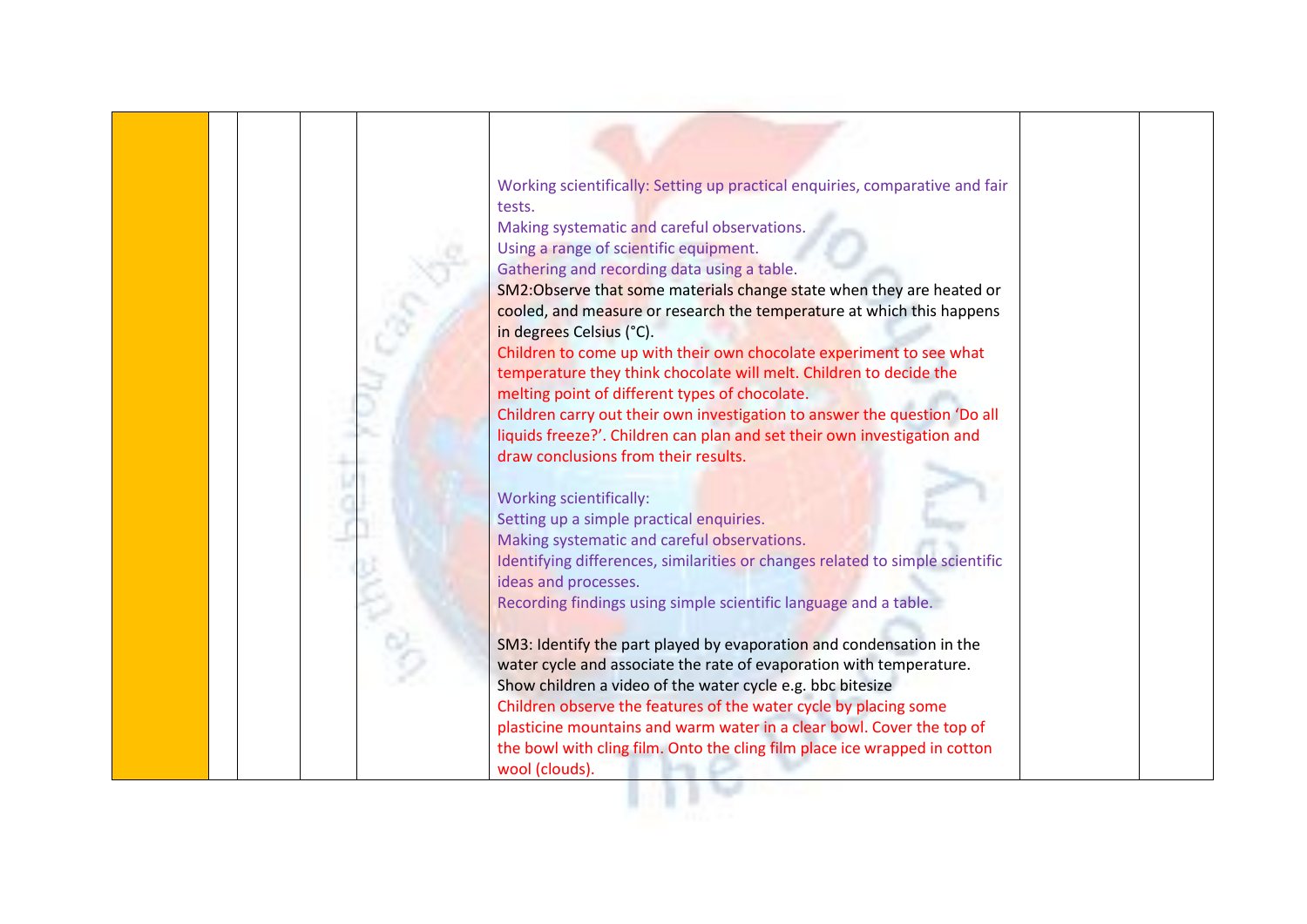| | | | | | | | |
|---|---|---|---|---|---|---|---|
| | | | | | Working scientifically: Setting up practical enquiries, comparative and fair tests.<br>Making systematic and careful observations.<br>Using a range of scientific equipment.<br>Gathering and recording data using a table.<br>SM2:Observe that some materials change state when they are heated or cooled, and measure or research the temperature at which this happens in degrees Celsius (°C).<br>Children to come up with their own chocolate experiment to see what temperature they think chocolate will melt. Children to decide the melting point of different types of chocolate.<br>Children carry out their own investigation to answer the question 'Do all liquids freeze?'. Children can plan and set their own investigation and draw conclusions from their results.<br><br>Working scientifically:<br>Setting up a simple practical enquiries.<br>Making systematic and careful observations.<br>Identifying differences, similarities or changes related to simple scientific ideas and processes.<br>Recording findings using simple scientific language and a table.<br><br>SM3: Identify the part played by evaporation and condensation in the water cycle and associate the rate of evaporation with temperature.<br>Show children a video of the water cycle e.g. bbc bitesize<br>Children observe the features of the water cycle by placing some plasticine mountains and warm water in a clear bowl. Cover the top of the bowl with cling film. Onto the cling film place ice wrapped in cotton wool (clouds). | | |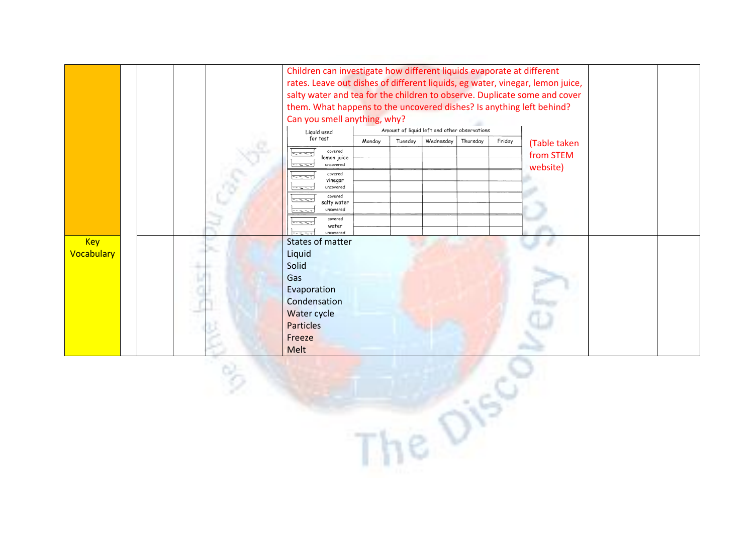| | | | | | | | |
|---|---|---|---|---|---|---|---|
| | | | | | Children can investigate how different liquids evaporate at different rates. Leave out dishes of different liquids, eg water, vinegar, lemon juice, salty water and tea for the children to observe. Duplicate some and cover them. What happens to the uncovered dishes? Is anything left behind? Can you smell anything, why? (Table taken from STEM website) | | |
| Key Vocabulary | | | | | States of matter<br>Liquid<br>Solid<br>Gas<br>Evaporation<br>Condensation<br>Water cycle<br>Particles<br>Freeze<br>Melt | | |

| Liquid used for test | | Amount of liquid left and other observations | | | | |
|---|---|---|---|---|---|---|
| | | Monday | Tuesday | Wednesday | Thursday | Friday |
| lemon juice | covered | | | | | |
| | uncovered | | | | | |
| vinegar | covered | | | | | |
| | uncovered | | | | | |
| salty water | covered | | | | | |
| | uncovered | | | | | |
| water | covered | | | | | |
| | uncovered | | | | | |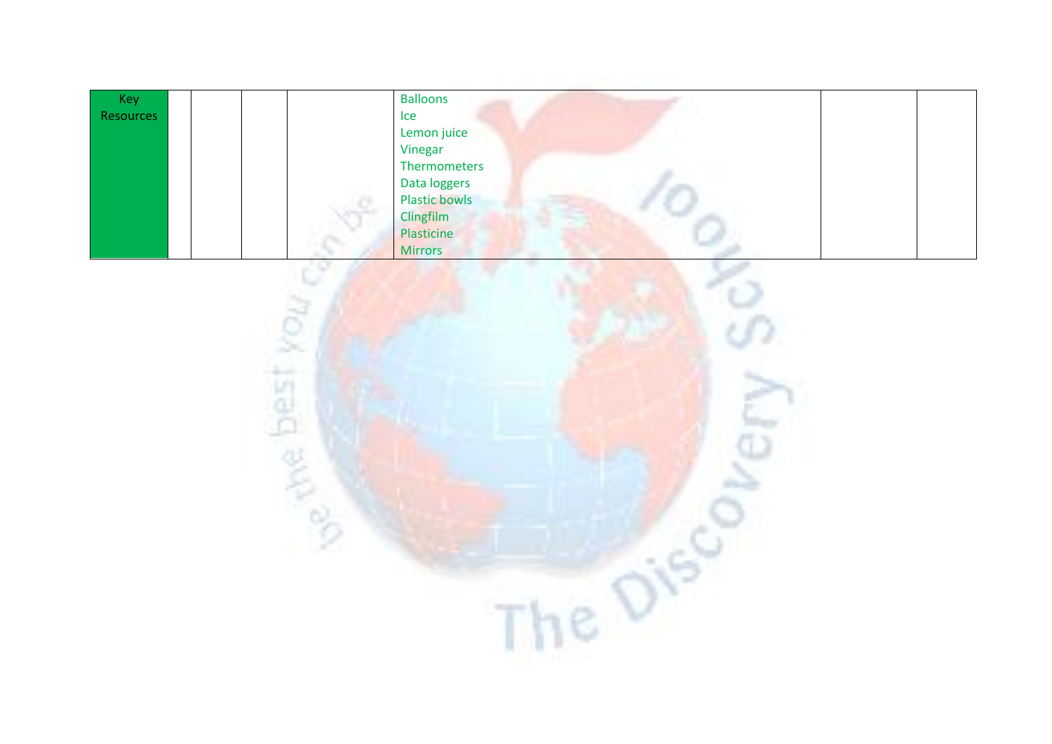| | | | | | | | |
|---|---|---|---|---|---|---|---|
| Key Resources | | | | | Balloons<br>Ice<br>Lemon juice<br>Vinegar<br>Thermometers<br>Data loggers<br>Plastic bowls<br>Clingfilm<br>Plasticine<br>Mirrors | | |